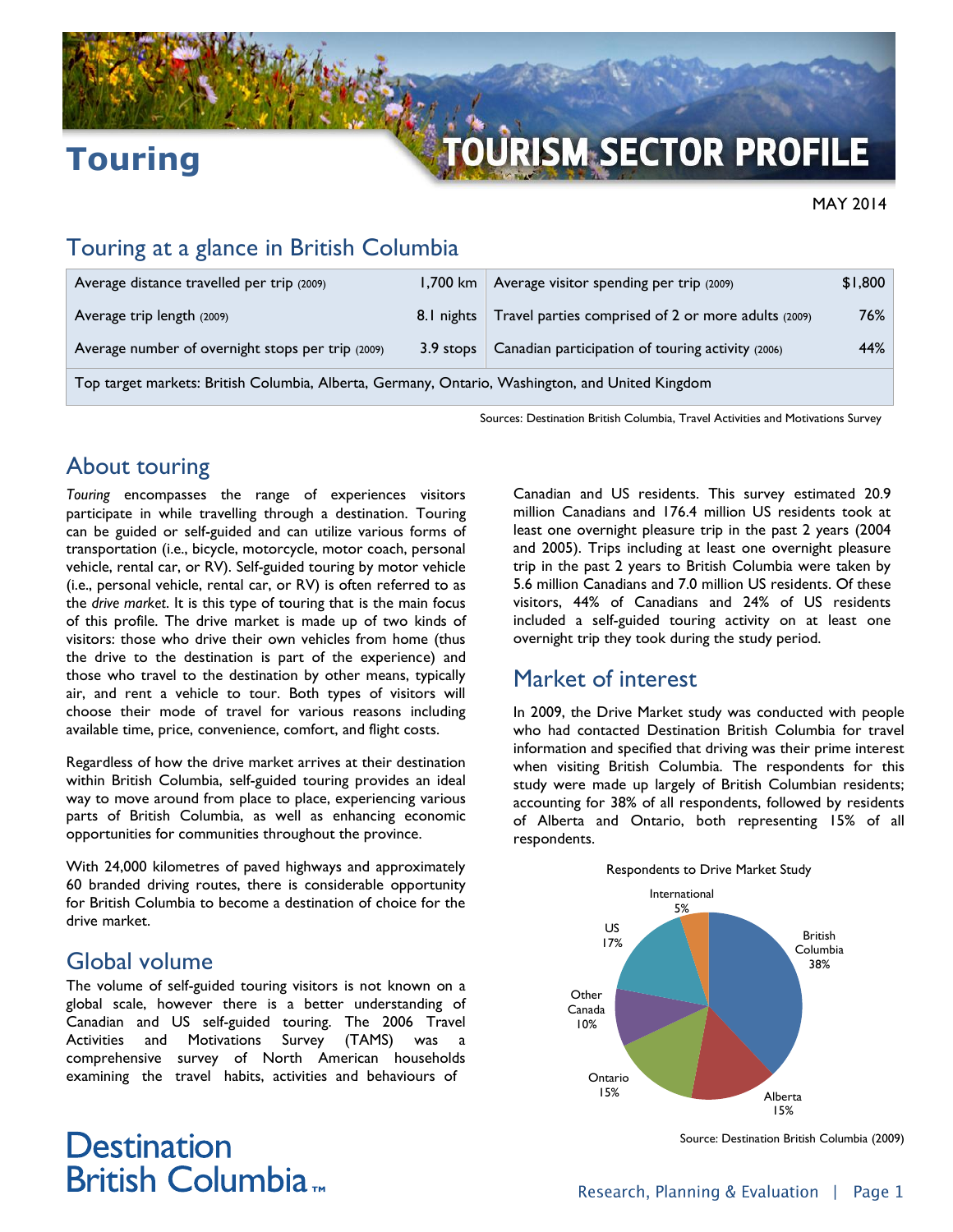# Touring

# TOURISM SECTOR PROFILE

MAY 2014

## Touring at a glance in British Columbia

| | | | |
|---|---|---|---|
| Average distance travelled per trip (2009) | 1,700 km | Average visitor spending per trip (2009) | $1,800 |
| Average trip length (2009) | 8.1 nights | Travel parties comprised of 2 or more adults (2009) | 76% |
| Average number of overnight stops per trip (2009) | 3.9 stops | Canadian participation of touring activity (2006) | 44% |
| Top target markets: British Columbia, Alberta, Germany, Ontario, Washington, and United Kingdom | | | |

Sources: Destination British Columbia, Travel Activities and Motivations Survey

## About touring

*Touring* encompasses the range of experiences visitors participate in while travelling through a destination. Touring can be guided or self-guided and can utilize various forms of transportation (i.e., bicycle, motorcycle, motor coach, personal vehicle, rental car, or RV). Self-guided touring by motor vehicle (i.e., personal vehicle, rental car, or RV) is often referred to as the *drive market*. It is this type of touring that is the main focus of this profile. The drive market is made up of two kinds of visitors: those who drive their own vehicles from home (thus the drive to the destination is part of the experience) and those who travel to the destination by other means, typically air, and rent a vehicle to tour. Both types of visitors will choose their mode of travel for various reasons including available time, price, convenience, comfort, and flight costs.

Regardless of how the drive market arrives at their destination within British Columbia, self-guided touring provides an ideal way to move around from place to place, experiencing various parts of British Columbia, as well as enhancing economic opportunities for communities throughout the province.

With 24,000 kilometres of paved highways and approximately 60 branded driving routes, there is considerable opportunity for British Columbia to become a destination of choice for the drive market.

## Global volume

The volume of self-guided touring visitors is not known on a global scale, however there is a better understanding of Canadian and US self-guided touring. The 2006 Travel Activities and Motivations Survey (TAMS) was a comprehensive survey of North American households examining the travel habits, activities and behaviours of Canadian and US residents. This survey estimated 20.9 million Canadians and 176.4 million US residents took at least one overnight pleasure trip in the past 2 years (2004 and 2005). Trips including at least one overnight pleasure trip in the past 2 years to British Columbia were taken by 5.6 million Canadians and 7.0 million US residents. Of these visitors, 44% of Canadians and 24% of US residents included a self-guided touring activity on at least one overnight trip they took during the study period.

## Market of interest

In 2009, the Drive Market study was conducted with people who had contacted Destination British Columbia for travel information and specified that driving was their prime interest when visiting British Columbia. The respondents for this study were made up largely of British Columbian residents; accounting for 38% of all respondents, followed by residents of Alberta and Ontario, both representing 15% of all respondents.

Respondents to Drive Market Study

| Region | Share |
|---|---|
| British Columbia | 38% |
| Alberta | 15% |
| Ontario | 15% |
| Other Canada | 10% |
| US | 17% |
| International | 5% |

Source: Destination British Columbia (2009)

Destination British Columbia™

Research, Planning & Evaluation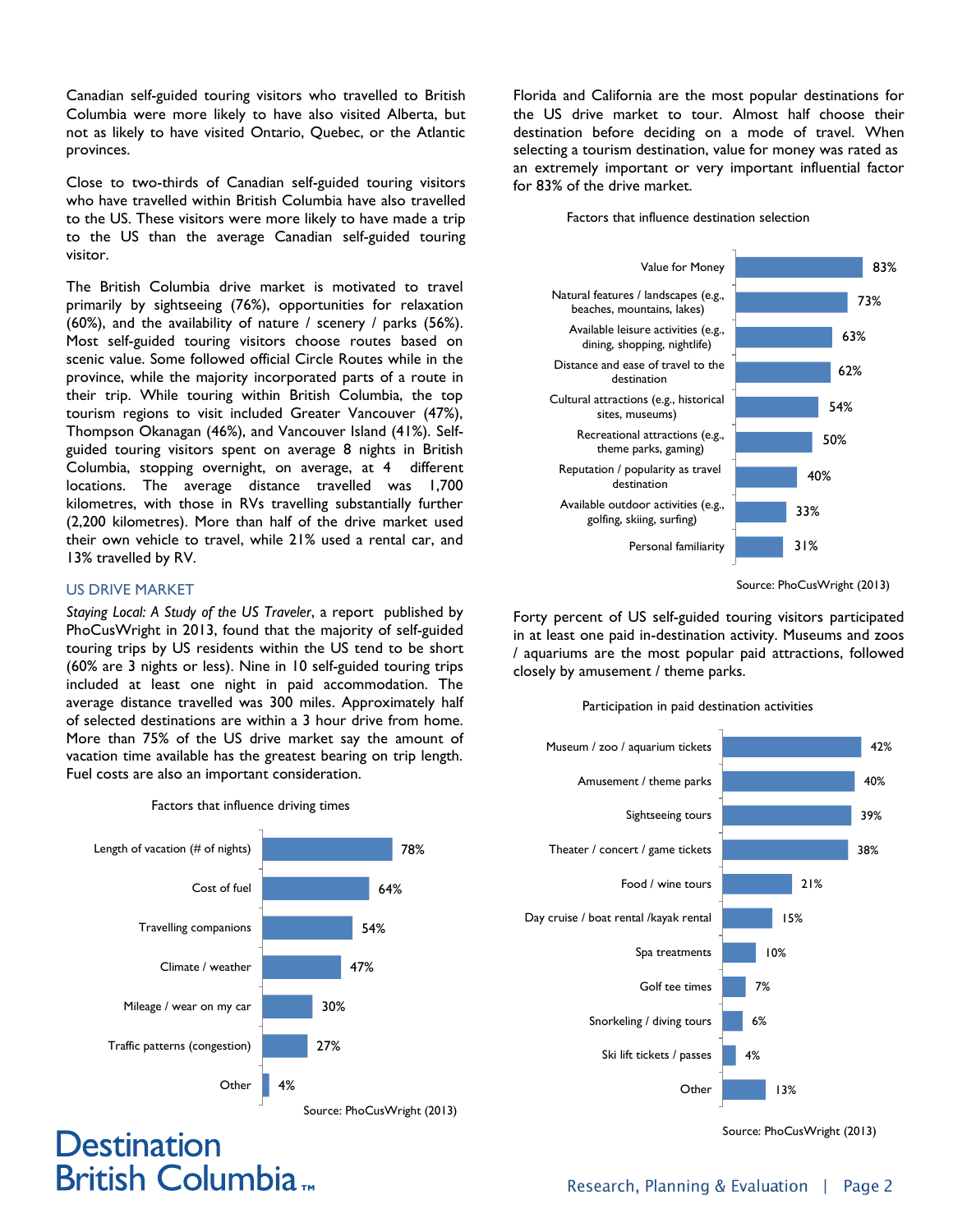Canadian self-guided touring visitors who travelled to British Columbia were more likely to have also visited Alberta, but not as likely to have visited Ontario, Quebec, or the Atlantic provinces.

Close to two-thirds of Canadian self-guided touring visitors who have travelled within British Columbia have also travelled to the US. These visitors were more likely to have made a trip to the US than the average Canadian self-guided touring visitor.

The British Columbia drive market is motivated to travel primarily by sightseeing (76%), opportunities for relaxation (60%), and the availability of nature / scenery / parks (56%). Most self-guided touring visitors choose routes based on scenic value. Some followed official Circle Routes while in the province, while the majority incorporated parts of a route in their trip. While touring within British Columbia, the top tourism regions to visit included Greater Vancouver (47%), Thompson Okanagan (46%), and Vancouver Island (41%). Self-guided touring visitors spent on average 8 nights in British Columbia, stopping overnight, on average, at 4 different locations. The average distance travelled was 1,700 kilometres, with those in RVs travelling substantially further (2,200 kilometres). More than half of the drive market used their own vehicle to travel, while 21% used a rental car, and 13% travelled by RV.

## US DRIVE MARKET

*Staying Local: A Study of the US Traveler*, a report published by PhoCusWright in 2013, found that the majority of self-guided touring trips by US residents within the US tend to be short (60% are 3 nights or less). Nine in 10 self-guided touring trips included at least one night in paid accommodation. The average distance travelled was 300 miles. Approximately half of selected destinations are within a 3 hour drive from home. More than 75% of the US drive market say the amount of vacation time available has the greatest bearing on trip length. Fuel costs are also an important consideration.

Factors that influence driving times

| Factor | % |
|---|---|
| Length of vacation (# of nights) | 78% |
| Cost of fuel | 64% |
| Travelling companions | 54% |
| Climate / weather | 47% |
| Mileage / wear on my car | 30% |
| Traffic patterns (congestion) | 27% |
| Other | 4% |

Source: PhoCusWright (2013)

Florida and California are the most popular destinations for the US drive market to tour. Almost half choose their destination before deciding on a mode of travel. When selecting a tourism destination, value for money was rated as an extremely important or very important influential factor for 83% of the drive market.

Factors that influence destination selection

| Factor | % |
|---|---|
| Value for Money | 83% |
| Natural features / landscapes (e.g., beaches, mountains, lakes) | 73% |
| Available leisure activities (e.g., dining, shopping, nightlife) | 63% |
| Distance and ease of travel to the destination | 62% |
| Cultural attractions (e.g., historical sites, museums) | 54% |
| Recreational attractions (e.g., theme parks, gaming) | 50% |
| Reputation / popularity as travel destination | 40% |
| Available outdoor activities (e.g., golfing, skiing, surfing) | 33% |
| Personal familiarity | 31% |

Source: PhoCusWright (2013)

Forty percent of US self-guided touring visitors participated in at least one paid in-destination activity. Museums and zoos / aquariums are the most popular paid attractions, followed closely by amusement / theme parks.

Participation in paid destination activities

| Activity | % |
|---|---|
| Museum / zoo / aquarium tickets | 42% |
| Amusement / theme parks | 40% |
| Sightseeing tours | 39% |
| Theater / concert / game tickets | 38% |
| Food / wine tours | 21% |
| Day cruise / boat rental /kayak rental | 15% |
| Spa treatments | 10% |
| Golf tee times | 7% |
| Snorkeling / diving tours | 6% |
| Ski lift tickets / passes | 4% |
| Other | 13% |

Source: PhoCusWright (2013)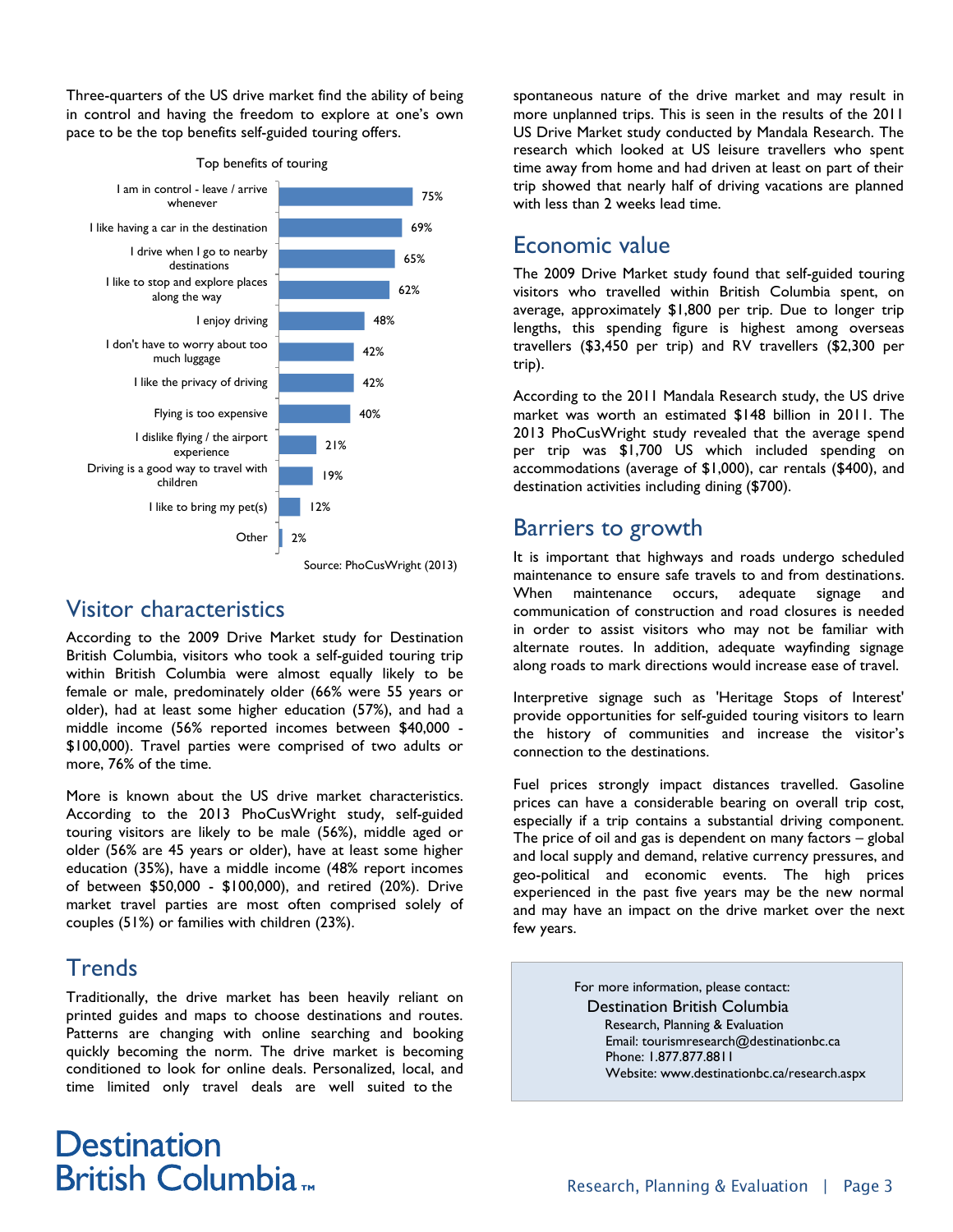Three-quarters of the US drive market find the ability of being in control and having the freedom to explore at one's own pace to be the top benefits self-guided touring offers.

Top benefits of touring

I am in control - leave / arrive whenever 75%
I like having a car in the destination 69%
I drive when I go to nearby destinations 65%
I like to stop and explore places along the way 62%
I enjoy driving 48%
I don't have to worry about too much luggage 42%
I like the privacy of driving 42%
Flying is too expensive 40%
I dislike flying / the airport experience 21%
Driving is a good way to travel with children 19%
I like to bring my pet(s) 12%
Other 2%

Source: PhoCusWright (2013)

## Visitor characteristics

According to the 2009 Drive Market study for Destination British Columbia, visitors who took a self-guided touring trip within British Columbia were almost equally likely to be female or male, predominately older (66% were 55 years or older), had at least some higher education (57%), and had a middle income (56% reported incomes between $40,000 - $100,000). Travel parties were comprised of two adults or more, 76% of the time.

More is known about the US drive market characteristics. According to the 2013 PhoCusWright study, self-guided touring visitors are likely to be male (56%), middle aged or older (56% are 45 years or older), have at least some higher education (35%), have a middle income (48% report incomes of between $50,000 - $100,000), and retired (20%). Drive market travel parties are most often comprised solely of couples (51%) or families with children (23%).

## Trends

Traditionally, the drive market has been heavily reliant on printed guides and maps to choose destinations and routes. Patterns are changing with online searching and booking quickly becoming the norm. The drive market is becoming conditioned to look for online deals. Personalized, local, and time limited only travel deals are well suited to the spontaneous nature of the drive market and may result in more unplanned trips. This is seen in the results of the 2011 US Drive Market study conducted by Mandala Research. The research which looked at US leisure travellers who spent time away from home and had driven at least on part of their trip showed that nearly half of driving vacations are planned with less than 2 weeks lead time.

## Economic value

The 2009 Drive Market study found that self-guided touring visitors who travelled within British Columbia spent, on average, approximately $1,800 per trip. Due to longer trip lengths, this spending figure is highest among overseas travellers ($3,450 per trip) and RV travellers ($2,300 per trip).

According to the 2011 Mandala Research study, the US drive market was worth an estimated $148 billion in 2011. The 2013 PhoCusWright study revealed that the average spend per trip was $1,700 US which included spending on accommodations (average of $1,000), car rentals ($400), and destination activities including dining ($700).

## Barriers to growth

It is important that highways and roads undergo scheduled maintenance to ensure safe travels to and from destinations. When maintenance occurs, adequate signage and communication of construction and road closures is needed in order to assist visitors who may not be familiar with alternate routes. In addition, adequate wayfinding signage along roads to mark directions would increase ease of travel.

Interpretive signage such as 'Heritage Stops of Interest' provide opportunities for self-guided touring visitors to learn the history of communities and increase the visitor's connection to the destinations.

Fuel prices strongly impact distances travelled. Gasoline prices can have a considerable bearing on overall trip cost, especially if a trip contains a substantial driving component. The price of oil and gas is dependent on many factors – global and local supply and demand, relative currency pressures, and geo-political and economic events. The high prices experienced in the past five years may be the new normal and may have an impact on the drive market over the next few years.

For more information, please contact:
Destination British Columbia
Research, Planning & Evaluation
Email: tourismresearch@destinationbc.ca
Phone: 1.877.877.8811
Website: www.destinationbc.ca/research.aspx